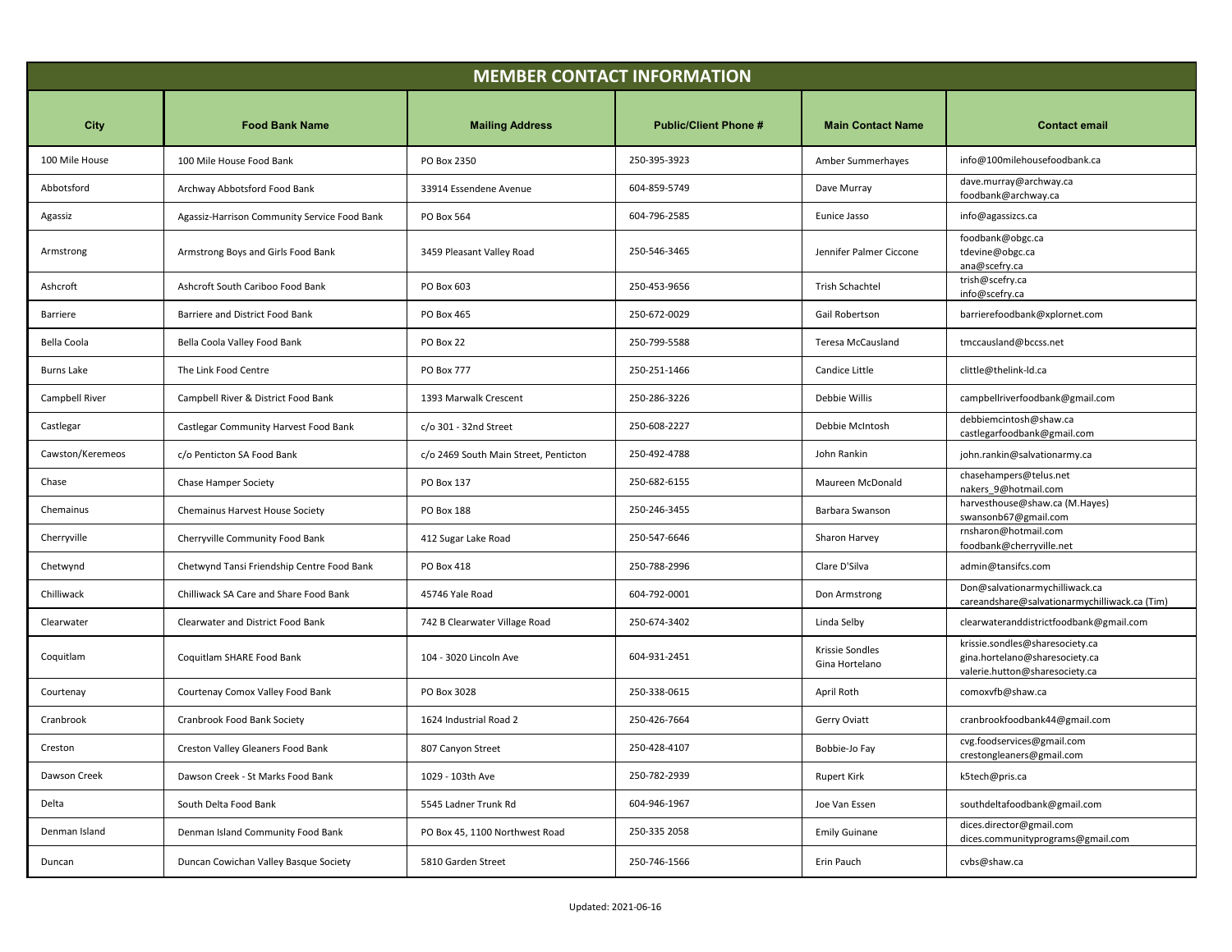# MEMBER CONTACT INFORMATION

| City | Food Bank Name | Mailing Address | Public/Client Phone # | Main Contact Name | Contact email |
|---|---|---|---|---|---|
| 100 Mile House | 100 Mile House Food Bank | PO Box 2350 | 250-395-3923 | Amber Summerhayes | info@100milehousefoodbank.ca |
| Abbotsford | Archway Abbotsford Food Bank | 33914 Essendene Avenue | 604-859-5749 | Dave Murray | dave.murray@archway.ca<br>foodbank@archway.ca |
| Agassiz | Agassiz-Harrison Community Service Food Bank | PO Box 564 | 604-796-2585 | Eunice Jasso | info@agassizcs.ca |
| Armstrong | Armstrong Boys and Girls Food Bank | 3459 Pleasant Valley Road | 250-546-3465 | Jennifer Palmer Ciccone | foodbank@obgc.ca<br>tdevine@obgc.ca<br>ana@scefry.ca |
| Ashcroft | Ashcroft South Cariboo Food Bank | PO Box 603 | 250-453-9656 | Trish Schachtel | trish@scefry.ca<br>info@scefry.ca |
| Barriere | Barriere and District Food Bank | PO Box 465 | 250-672-0029 | Gail Robertson | barrierefoodbank@xplornet.com |
| Bella Coola | Bella Coola Valley Food Bank | PO Box 22 | 250-799-5588 | Teresa McCausland | tmccausland@bccss.net |
| Burns Lake | The Link Food Centre | PO Box 777 | 250-251-1466 | Candice Little | clittle@thelink-ld.ca |
| Campbell River | Campbell River & District Food Bank | 1393 Marwalk Crescent | 250-286-3226 | Debbie Willis | campbellriverfoodbank@gmail.com |
| Castlegar | Castlegar Community Harvest Food Bank | c/o 301 - 32nd Street | 250-608-2227 | Debbie McIntosh | debbiemcintosh@shaw.ca<br>castlegarfoodbank@gmail.com |
| Cawston/Keremeos | c/o Penticton SA Food Bank | c/o 2469 South Main Street, Penticton | 250-492-4788 | John Rankin | john.rankin@salvationarmy.ca |
| Chase | Chase Hamper Society | PO Box 137 | 250-682-6155 | Maureen McDonald | chasehampers@telus.net<br>nakers_9@hotmail.com |
| Chemainus | Chemainus Harvest House Society | PO Box 188 | 250-246-3455 | Barbara Swanson | harvesthouse@shaw.ca (M.Hayes)<br>swansonb67@gmail.com |
| Cherryville | Cherryville Community Food Bank | 412 Sugar Lake Road | 250-547-6646 | Sharon Harvey | rnsharon@hotmail.com<br>foodbank@cherryville.net |
| Chetwynd | Chetwynd Tansi Friendship Centre Food Bank | PO Box 418 | 250-788-2996 | Clare D'Silva | admin@tansifcs.com |
| Chilliwack | Chilliwack SA Care and Share Food Bank | 45746 Yale Road | 604-792-0001 | Don Armstrong | Don@salvationarmychilliwack.ca<br>careandshare@salvationarmychilliwack.ca (Tim) |
| Clearwater | Clearwater and District Food Bank | 742 B Clearwater Village Road | 250-674-3402 | Linda Selby | clearwateranddistrictfoodbank@gmail.com |
| Coquitlam | Coquitlam SHARE Food Bank | 104 - 3020 Lincoln Ave | 604-931-2451 | Krissie Sondles<br>Gina Hortelano | krissie.sondles@sharesociety.ca<br>gina.hortelano@sharesociety.ca<br>valerie.hutton@sharesociety.ca |
| Courtenay | Courtenay Comox Valley Food Bank | PO Box 3028 | 250-338-0615 | April Roth | comoxvfb@shaw.ca |
| Cranbrook | Cranbrook Food Bank Society | 1624 Industrial Road 2 | 250-426-7664 | Gerry Oviatt | cranbrookfoodbank44@gmail.com |
| Creston | Creston Valley Gleaners Food Bank | 807 Canyon Street | 250-428-4107 | Bobbie-Jo Fay | cvg.foodservices@gmail.com<br>crestongleaners@gmail.com |
| Dawson Creek | Dawson Creek - St Marks Food Bank | 1029 - 103th Ave | 250-782-2939 | Rupert Kirk | k5tech@pris.ca |
| Delta | South Delta Food Bank | 5545 Ladner Trunk Rd | 604-946-1967 | Joe Van Essen | southdeltafoodbank@gmail.com |
| Denman Island | Denman Island Community Food Bank | PO Box 45, 1100 Northwest Road | 250-335 2058 | Emily Guinane | dices.director@gmail.com<br>dices.communityprograms@gmail.com |
| Duncan | Duncan Cowichan Valley Basque Society | 5810 Garden Street | 250-746-1566 | Erin Pauch | cvbs@shaw.ca |

Updated: 2021-06-16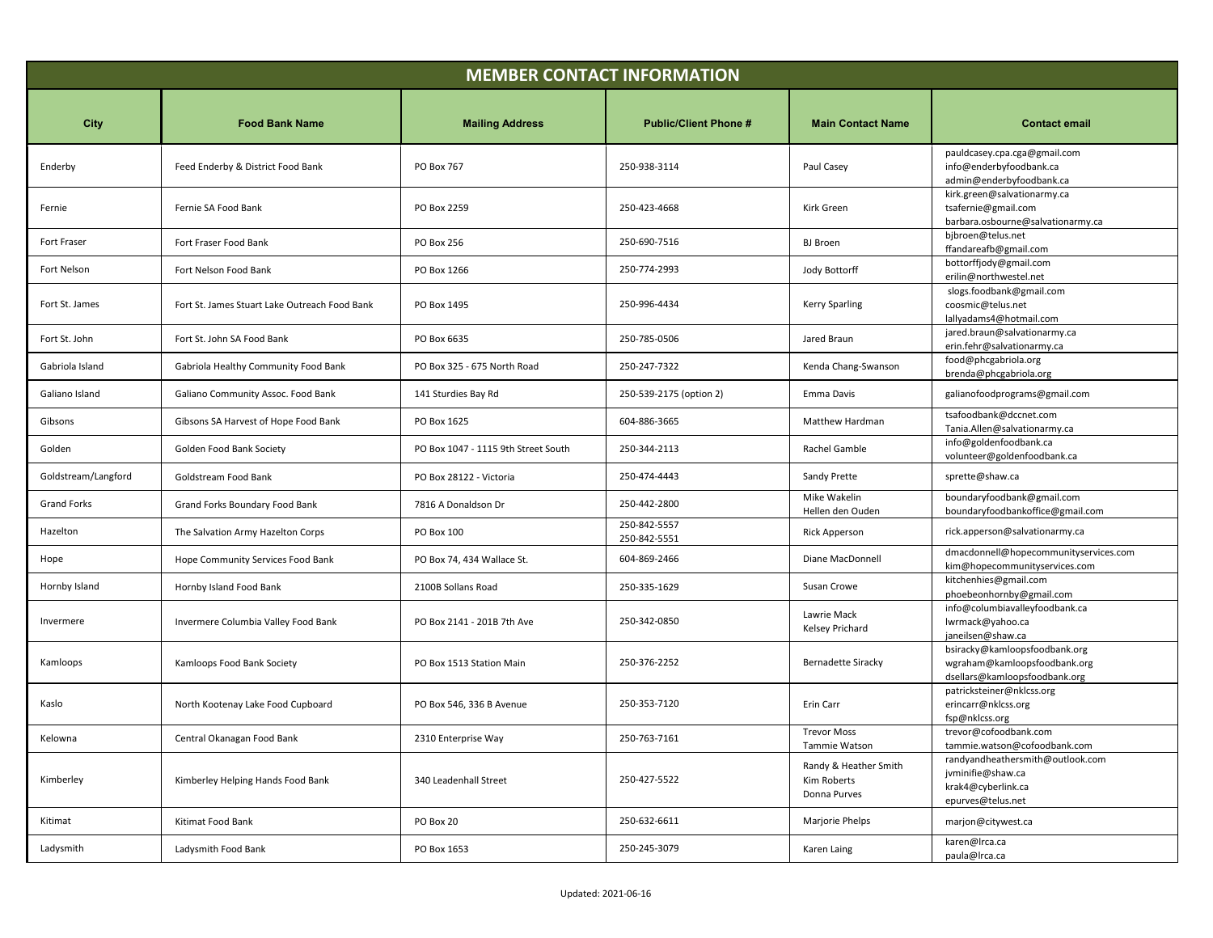# MEMBER CONTACT INFORMATION

| City | Food Bank Name | Mailing Address | Public/Client Phone # | Main Contact Name | Contact email |
|---|---|---|---|---|---|
| Enderby | Feed Enderby & District Food Bank | PO Box 767 | 250-938-3114 | Paul Casey | pauldcasey.cpa.cga@gmail.com<br>info@enderbyfoodbank.ca<br>admin@enderbyfoodbank.ca |
| Fernie | Fernie SA Food Bank | PO Box 2259 | 250-423-4668 | Kirk Green | kirk.green@salvationarmy.ca<br>tsafernie@gmail.com<br>barbara.osbourne@salvationarmy.ca |
| Fort Fraser | Fort Fraser Food Bank | PO Box 256 | 250-690-7516 | BJ Broen | bjbroen@telus.net<br>ffandareafb@gmail.com |
| Fort Nelson | Fort Nelson Food Bank | PO Box 1266 | 250-774-2993 | Jody Bottorff | bottorffjody@gmail.com<br>erilin@northwestel.net |
| Fort St. James | Fort St. James Stuart Lake Outreach Food Bank | PO Box 1495 | 250-996-4434 | Kerry Sparling | slogs.foodbank@gmail.com<br>coosmic@telus.net<br>lallyadams4@hotmail.com |
| Fort St. John | Fort St. John SA Food Bank | PO Box 6635 | 250-785-0506 | Jared Braun | jared.braun@salvationarmy.ca<br>erin.fehr@salvationarmy.ca |
| Gabriola Island | Gabriola Healthy Community Food Bank | PO Box 325 - 675 North Road | 250-247-7322 | Kenda Chang-Swanson | food@phcgabriola.org<br>brenda@phcgabriola.org |
| Galiano Island | Galiano Community Assoc. Food Bank | 141 Sturdies Bay Rd | 250-539-2175 (option 2) | Emma Davis | galianofoodprograms@gmail.com |
| Gibsons | Gibsons SA Harvest of Hope Food Bank | PO Box 1625 | 604-886-3665 | Matthew Hardman | tsafoodbank@dccnet.com<br>Tania.Allen@salvationarmy.ca |
| Golden | Golden Food Bank Society | PO Box 1047 - 1115 9th Street South | 250-344-2113 | Rachel Gamble | info@goldenfoodbank.ca<br>volunteer@goldenfoodbank.ca |
| Goldstream/Langford | Goldstream Food Bank | PO Box 28122 - Victoria | 250-474-4443 | Sandy Prette | sprette@shaw.ca |
| Grand Forks | Grand Forks Boundary Food Bank | 7816 A Donaldson Dr | 250-442-2800 | Mike Wakelin<br>Hellen den Ouden | boundaryfoodbank@gmail.com<br>boundaryfoodbankoffice@gmail.com |
| Hazelton | The Salvation Army Hazelton Corps | PO Box 100 | 250-842-5557<br>250-842-5551 | Rick Apperson | rick.apperson@salvationarmy.ca |
| Hope | Hope Community Services Food Bank | PO Box 74, 434 Wallace St. | 604-869-2466 | Diane MacDonnell | dmacdonnell@hopecommunityservices.com<br>kim@hopecommunityservices.com |
| Hornby Island | Hornby Island Food Bank | 2100B Sollans Road | 250-335-1629 | Susan Crowe | kitchenhies@gmail.com<br>phoebeonhornby@gmail.com |
| Invermere | Invermere Columbia Valley Food Bank | PO Box 2141 - 201B 7th Ave | 250-342-0850 | Lawrie Mack<br>Kelsey Prichard | info@columbiavalleyfoodbank.ca<br>lwrmack@yahoo.ca<br>janeilsen@shaw.ca |
| Kamloops | Kamloops Food Bank Society | PO Box 1513 Station Main | 250-376-2252 | Bernadette Siracky | bsiracky@kamloopsfoodbank.org<br>wgraham@kamloopsfoodbank.org<br>dsellars@kamloopsfoodbank.org |
| Kaslo | North Kootenay Lake Food Cupboard | PO Box 546, 336 B Avenue | 250-353-7120 | Erin Carr | patricksteiner@nklcss.org<br>erincarr@nklcss.org<br>fsp@nklcss.org |
| Kelowna | Central Okanagan Food Bank | 2310 Enterprise Way | 250-763-7161 | Trevor Moss<br>Tammie Watson | trevor@cofoodbank.com<br>tammie.watson@cofoodbank.com |
| Kimberley | Kimberley Helping Hands Food Bank | 340 Leadenhall Street | 250-427-5522 | Randy & Heather Smith<br>Kim Roberts<br>Donna Purves | randyandheathersmith@outlook.com<br>jvminifie@shaw.ca<br>krak4@cyberlink.ca<br>epurves@telus.net |
| Kitimat | Kitimat Food Bank | PO Box 20 | 250-632-6611 | Marjorie Phelps | marjon@citywest.ca |
| Ladysmith | Ladysmith Food Bank | PO Box 1653 | 250-245-3079 | Karen Laing | karen@lrca.ca<br>paula@lrca.ca |

Updated: 2021-06-16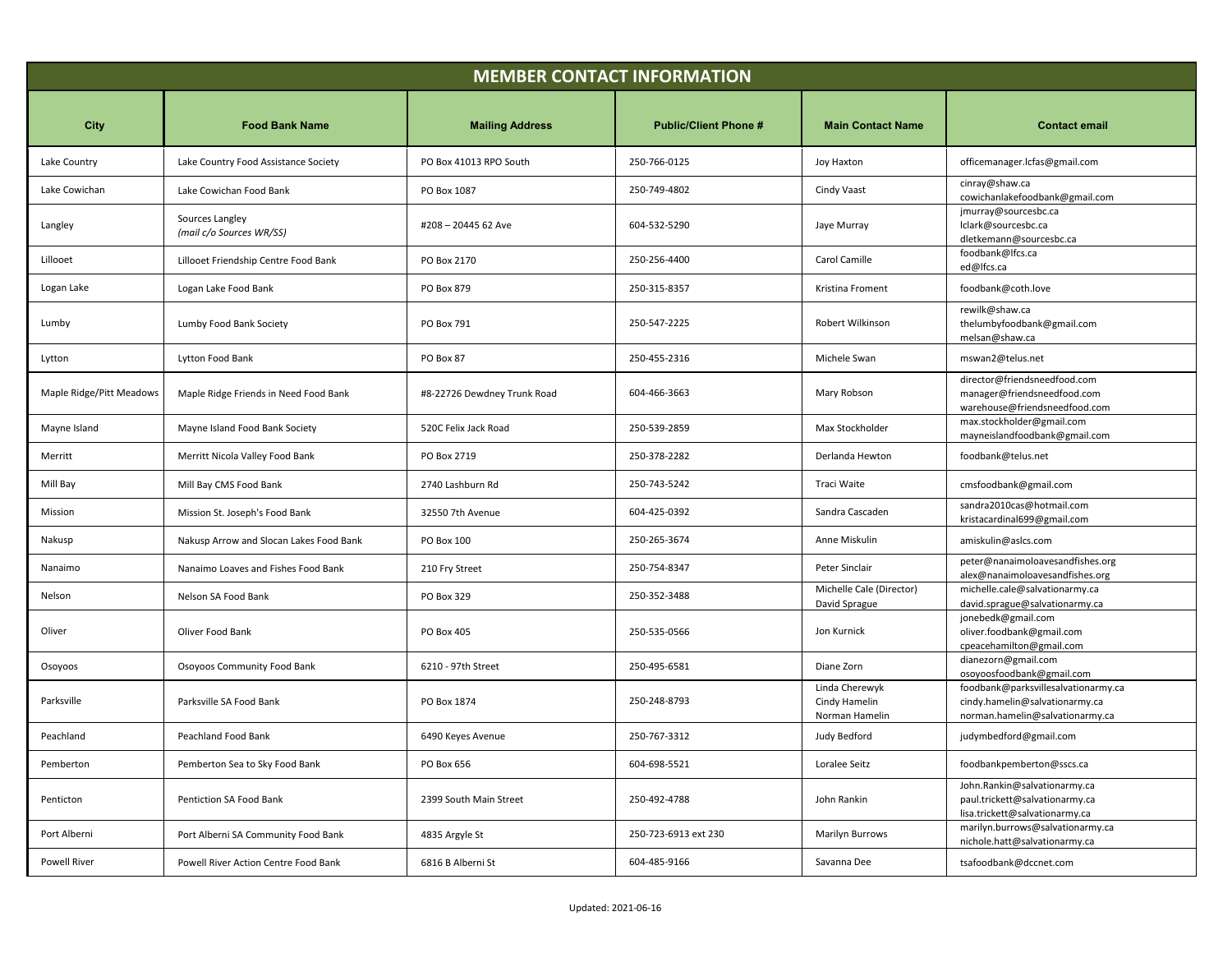# MEMBER CONTACT INFORMATION

| City | Food Bank Name | Mailing Address | Public/Client Phone # | Main Contact Name | Contact email |
|---|---|---|---|---|---|
| Lake Country | Lake Country Food Assistance Society | PO Box 41013 RPO South | 250-766-0125 | Joy Haxton | officemanager.lcfas@gmail.com |
| Lake Cowichan | Lake Cowichan Food Bank | PO Box 1087 | 250-749-4802 | Cindy Vaast | cinray@shaw.ca<br>cowichanlakefoodbank@gmail.com |
| Langley | Sources Langley<br>*(mail c/o Sources WR/SS)* | #208 – 20445 62 Ave | 604-532-5290 | Jaye Murray | jmurray@sourcesbc.ca<br>lclark@sourcesbc.ca<br>dletkemann@sourcesbc.ca |
| Lillooet | Lillooet Friendship Centre Food Bank | PO Box 2170 | 250-256-4400 | Carol Camille | foodbank@lfcs.ca<br>ed@lfcs.ca |
| Logan Lake | Logan Lake Food Bank | PO Box 879 | 250-315-8357 | Kristina Froment | foodbank@coth.love |
| Lumby | Lumby Food Bank Society | PO Box 791 | 250-547-2225 | Robert Wilkinson | rewilk@shaw.ca<br>thelumbyfoodbank@gmail.com<br>melsan@shaw.ca |
| Lytton | Lytton Food Bank | PO Box 87 | 250-455-2316 | Michele Swan | mswan2@telus.net |
| Maple Ridge/Pitt Meadows | Maple Ridge Friends in Need Food Bank | #8-22726 Dewdney Trunk Road | 604-466-3663 | Mary Robson | director@friendsneedfood.com<br>manager@friendsneedfood.com<br>warehouse@friendsneedfood.com |
| Mayne Island | Mayne Island Food Bank Society | 520C Felix Jack Road | 250-539-2859 | Max Stockholder | max.stockholder@gmail.com<br>mayneislandfoodbank@gmail.com |
| Merritt | Merritt Nicola Valley Food Bank | PO Box 2719 | 250-378-2282 | Derlanda Hewton | foodbank@telus.net |
| Mill Bay | Mill Bay CMS Food Bank | 2740 Lashburn Rd | 250-743-5242 | Traci Waite | cmsfoodbank@gmail.com |
| Mission | Mission St. Joseph's Food Bank | 32550 7th Avenue | 604-425-0392 | Sandra Cascaden | sandra2010cas@hotmail.com<br>kristacardinal699@gmail.com |
| Nakusp | Nakusp Arrow and Slocan Lakes Food Bank | PO Box 100 | 250-265-3674 | Anne Miskulin | amiskulin@aslcs.com |
| Nanaimo | Nanaimo Loaves and Fishes Food Bank | 210 Fry Street | 250-754-8347 | Peter Sinclair | peter@nanaimoloavesandfishes.org<br>alex@nanaimoloavesandfishes.org |
| Nelson | Nelson SA Food Bank | PO Box 329 | 250-352-3488 | Michelle Cale (Director)<br>David Sprague | michelle.cale@salvationarmy.ca<br>david.sprague@salvationarmy.ca |
| Oliver | Oliver Food Bank | PO Box 405 | 250-535-0566 | Jon Kurnick | jonebedk@gmail.com<br>oliver.foodbank@gmail.com<br>cpeacehamilton@gmail.com |
| Osoyoos | Osoyoos Community Food Bank | 6210 - 97th Street | 250-495-6581 | Diane Zorn | dianezorn@gmail.com<br>osoyoosfoodbank@gmail.com |
| Parksville | Parksville SA Food Bank | PO Box 1874 | 250-248-8793 | Linda Cherewyk<br>Cindy Hamelin<br>Norman Hamelin | foodbank@parksvillesalvationarmy.ca<br>cindy.hamelin@salvationarmy.ca<br>norman.hamelin@salvationarmy.ca |
| Peachland | Peachland Food Bank | 6490 Keyes Avenue | 250-767-3312 | Judy Bedford | judymbedford@gmail.com |
| Pemberton | Pemberton Sea to Sky Food Bank | PO Box 656 | 604-698-5521 | Loralee Seitz | foodbankpemberton@sscs.ca |
| Penticton | Pentiction SA Food Bank | 2399 South Main Street | 250-492-4788 | John Rankin | John.Rankin@salvationarmy.ca<br>paul.trickett@salvationarmy.ca<br>lisa.trickett@salvationarmy.ca |
| Port Alberni | Port Alberni SA Community Food Bank | 4835 Argyle St | 250-723-6913 ext 230 | Marilyn Burrows | marilyn.burrows@salvationarmy.ca<br>nichole.hatt@salvationarmy.ca |
| Powell River | Powell River Action Centre Food Bank | 6816 B Alberni St | 604-485-9166 | Savanna Dee | tsafoodbank@dccnet.com |

Updated: 2021-06-16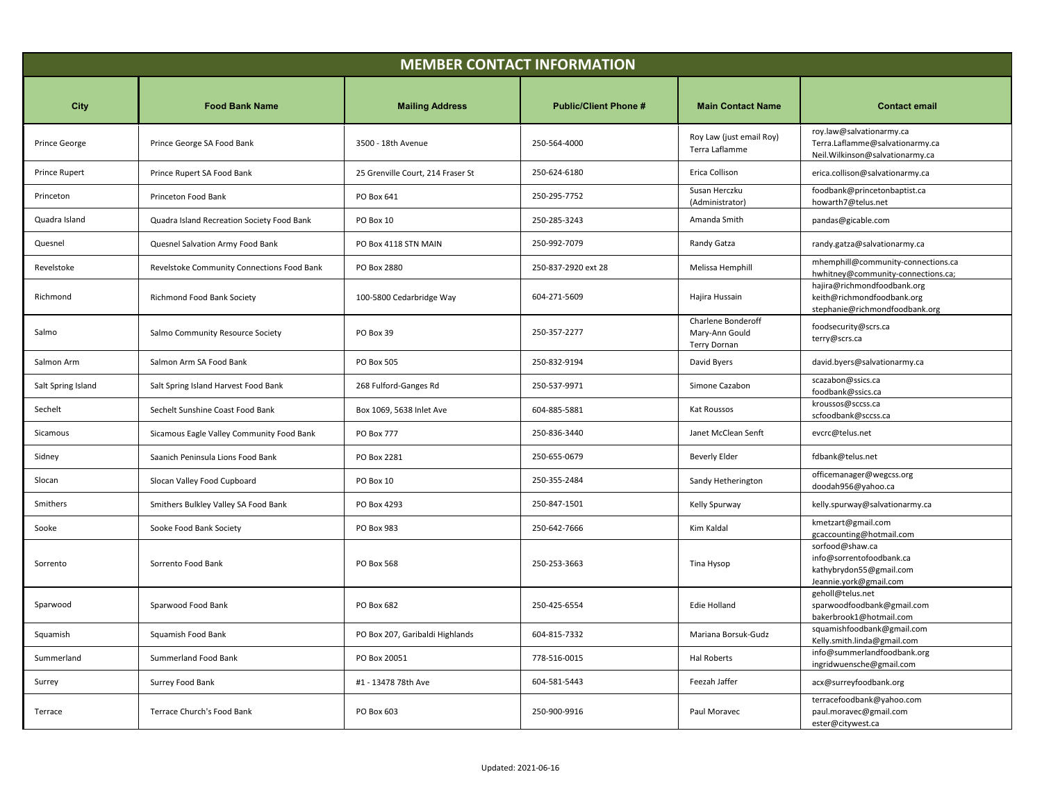| MEMBER CONTACT INFORMATION | | | | | |
|---|---|---|---|---|---|
| **City** | **Food Bank Name** | **Mailing Address** | **Public/Client Phone #** | **Main Contact Name** | **Contact email** |
| Prince George | Prince George SA Food Bank | 3500 - 18th Avenue | 250-564-4000 | Roy Law (just email Roy)<br>Terra Laflamme | roy.law@salvationarmy.ca<br>Terra.Laflamme@salvationarmy.ca<br>Neil.Wilkinson@salvationarmy.ca |
| Prince Rupert | Prince Rupert SA Food Bank | 25 Grenville Court, 214 Fraser St | 250-624-6180 | Erica Collison | erica.collison@salvationarmy.ca |
| Princeton | Princeton Food Bank | PO Box 641 | 250-295-7752 | Susan Herczku (Administrator) | foodbank@princetonbaptist.ca<br>howarth7@telus.net |
| Quadra Island | Quadra Island Recreation Society Food Bank | PO Box 10 | 250-285-3243 | Amanda Smith | pandas@gicable.com |
| Quesnel | Quesnel Salvation Army Food Bank | PO Box 4118 STN MAIN | 250-992-7079 | Randy Gatza | randy.gatza@salvationarmy.ca |
| Revelstoke | Revelstoke Community Connections Food Bank | PO Box 2880 | 250-837-2920 ext 28 | Melissa Hemphill | mhemphill@community-connections.ca<br>hwhitney@community-connections.ca; |
| Richmond | Richmond Food Bank Society | 100-5800 Cedarbridge Way | 604-271-5609 | Hajira Hussain | hajira@richmondfoodbank.org<br>keith@richmondfoodbank.org<br>stephanie@richmondfoodbank.org |
| Salmo | Salmo Community Resource Society | PO Box 39 | 250-357-2277 | Charlene Bonderoff<br>Mary-Ann Gould<br>Terry Dornan | foodsecurity@scrs.ca<br>terry@scrs.ca |
| Salmon Arm | Salmon Arm SA Food Bank | PO Box 505 | 250-832-9194 | David Byers | david.byers@salvationarmy.ca |
| Salt Spring Island | Salt Spring Island Harvest Food Bank | 268 Fulford-Ganges Rd | 250-537-9971 | Simone Cazabon | scazabon@ssics.ca<br>foodbank@ssics.ca |
| Sechelt | Sechelt Sunshine Coast Food Bank | Box 1069, 5638 Inlet Ave | 604-885-5881 | Kat Roussos | kroussos@sccss.ca<br>scfoodbank@sccss.ca |
| Sicamous | Sicamous Eagle Valley Community Food Bank | PO Box 777 | 250-836-3440 | Janet McClean Senft | evcrc@telus.net |
| Sidney | Saanich Peninsula Lions Food Bank | PO Box 2281 | 250-655-0679 | Beverly Elder | fdbank@telus.net |
| Slocan | Slocan Valley Food Cupboard | PO Box 10 | 250-355-2484 | Sandy Hetherington | officemanager@wegcss.org<br>doodah956@yahoo.ca |
| Smithers | Smithers Bulkley Valley SA Food Bank | PO Box 4293 | 250-847-1501 | Kelly Spurway | kelly.spurway@salvationarmy.ca |
| Sooke | Sooke Food Bank Society | PO Box 983 | 250-642-7666 | Kim Kaldal | kmetzart@gmail.com<br>gcaccounting@hotmail.com |
| Sorrento | Sorrento Food Bank | PO Box 568 | 250-253-3663 | Tina Hysop | sorfood@shaw.ca<br>info@sorrentofoodbank.ca<br>kathybrydon55@gmail.com<br>Jeannie.york@gmail.com |
| Sparwood | Sparwood Food Bank | PO Box 682 | 250-425-6554 | Edie Holland | geholl@telus.net<br>sparwoodfoodbank@gmail.com<br>bakerbrook1@hotmail.com |
| Squamish | Squamish Food Bank | PO Box 207, Garibaldi Highlands | 604-815-7332 | Mariana Borsuk-Gudz | squamishfoodbank@gmail.com<br>Kelly.smith.linda@gmail.com |
| Summerland | Summerland Food Bank | PO Box 20051 | 778-516-0015 | Hal Roberts | info@summerlandfoodbank.org<br>ingridwuensche@gmail.com |
| Surrey | Surrey Food Bank | #1 - 13478 78th Ave | 604-581-5443 | Feezah Jaffer | acx@surreyfoodbank.org |
| Terrace | Terrace Church's Food Bank | PO Box 603 | 250-900-9916 | Paul Moravec | terracefoodbank@yahoo.com<br>paul.moravec@gmail.com<br>ester@citywest.ca |

Updated: 2021-06-16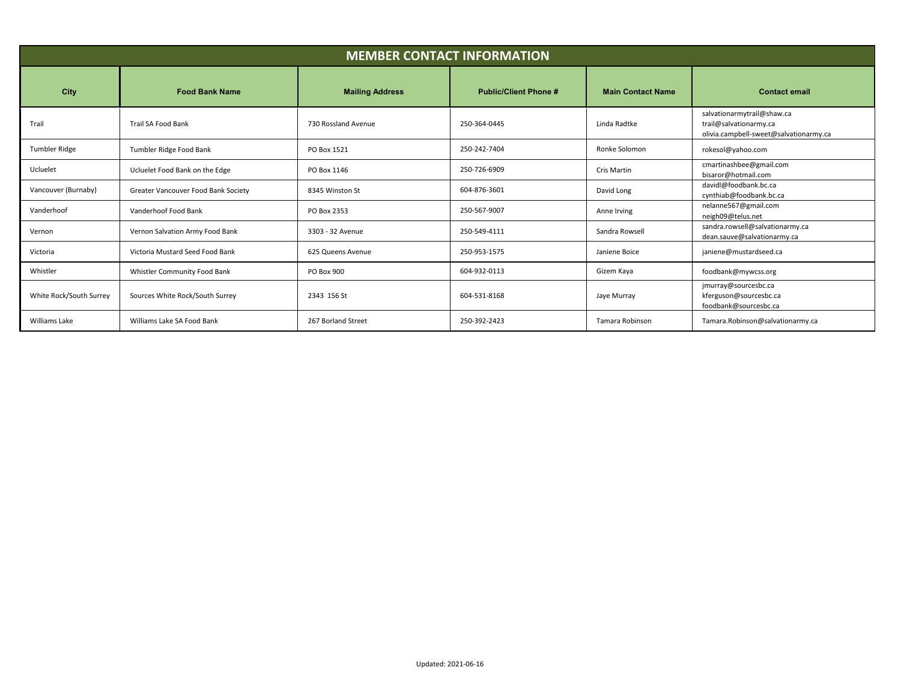| MEMBER CONTACT INFORMATION | | | | | |
|---|---|---|---|---|---|
| **City** | **Food Bank Name** | **Mailing Address** | **Public/Client Phone #** | **Main Contact Name** | **Contact email** |
| Trail | Trail SA Food Bank | 730 Rossland Avenue | 250-364-0445 | Linda Radtke | salvationarmytrail@shaw.ca<br>trail@salvationarmy.ca<br>olivia.campbell-sweet@salvationarmy.ca |
| Tumbler Ridge | Tumbler Ridge Food Bank | PO Box 1521 | 250-242-7404 | Ronke Solomon | rokesol@yahoo.com |
| Ucluelet | Ucluelet Food Bank on the Edge | PO Box 1146 | 250-726-6909 | Cris Martin | cmartinashbee@gmail.com<br>bisaror@hotmail.com |
| Vancouver (Burnaby) | Greater Vancouver Food Bank Society | 8345 Winston St | 604-876-3601 | David Long | davidl@foodbank.bc.ca<br>cynthiab@foodbank.bc.ca |
| Vanderhoof | Vanderhoof Food Bank | PO Box 2353 | 250-567-9007 | Anne Irving | nelanne567@gmail.com<br>neigh09@telus.net |
| Vernon | Vernon Salvation Army Food Bank | 3303 - 32 Avenue | 250-549-4111 | Sandra Rowsell | sandra.rowsell@salvationarmy.ca<br>dean.sauve@salvationarmy.ca |
| Victoria | Victoria Mustard Seed Food Bank | 625 Queens Avenue | 250-953-1575 | Janiene Boice | janiene@mustardseed.ca |
| Whistler | Whistler Community Food Bank | PO Box 900 | 604-932-0113 | Gizem Kaya | foodbank@mywcss.org |
| White Rock/South Surrey | Sources White Rock/South Surrey | 2343 156 St | 604-531-8168 | Jaye Murray | jmurray@sourcesbc.ca<br>kferguson@sourcesbc.ca<br>foodbank@sourcesbc.ca |
| Williams Lake | Williams Lake SA Food Bank | 267 Borland Street | 250-392-2423 | Tamara Robinson | Tamara.Robinson@salvationarmy.ca |

Updated: 2021-06-16